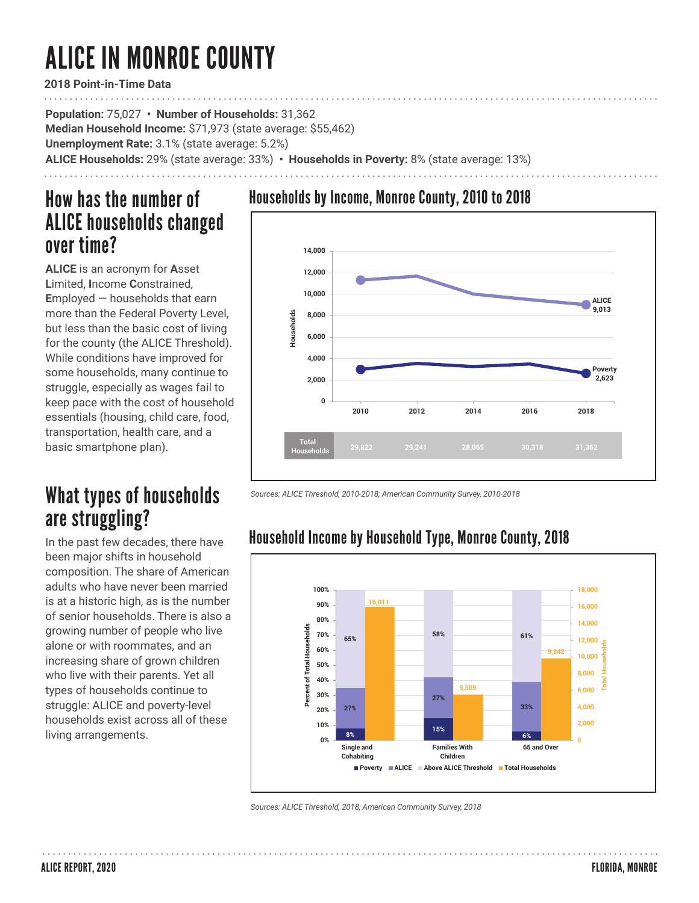# ALICE IN MONROE COUNTY

**2018 Point-in-Time Data**

**Population:** 75,027 • **Number of Households:** 31,362
**Median Household Income:** $71,973 (state average: $55,462)
**Unemployment Rate:** 3.1% (state average: 5.2%)
**ALICE Households:** 29% (state average: 33%) • **Households in Poverty:** 8% (state average: 13%)

## How has the number of ALICE households changed over time?

**ALICE** is an acronym for **A**sset **L**imited, **I**ncome **C**onstrained, **E**mployed — households that earn more than the Federal Poverty Level, but less than the basic cost of living for the county (the ALICE Threshold). While conditions have improved for some households, many continue to struggle, especially as wages fail to keep pace with the cost of household essentials (housing, child care, food, transportation, health care, and a basic smartphone plan).

## Households by Income, Monroe County, 2010 to 2018

| | 2010 | 2012 | 2014 | 2016 | 2018 |
|---|---|---|---|---|---|
| Total Households | 29,822 | 29,241 | 28,065 | 30,318 | 31,362 |

ALICE (2018): 9,013
Poverty (2018): 2,623

*Sources: ALICE Threshold, 2010-2018; American Community Survey, 2010-2018*

## What types of households are struggling?

In the past few decades, there have been major shifts in household composition. The share of American adults who have never been married is at a historic high, as is the number of senior households. There is also a growing number of people who live alone or with roommates, and an increasing share of grown children who live with their parents. Yet all types of households continue to struggle: ALICE and poverty-level households exist across all of these living arrangements.

## Household Income by Household Type, Monroe County, 2018

| Household Type | Poverty | ALICE | Above ALICE Threshold | Total Households |
|---|---|---|---|---|
| Single and Cohabiting | 8% | 27% | 65% | 16,011 |
| Families With Children | 15% | 27% | 58% | 5,509 |
| 65 and Over | 6% | 33% | 61% | 9,842 |

*Sources: ALICE Threshold, 2018; American Community Survey, 2018*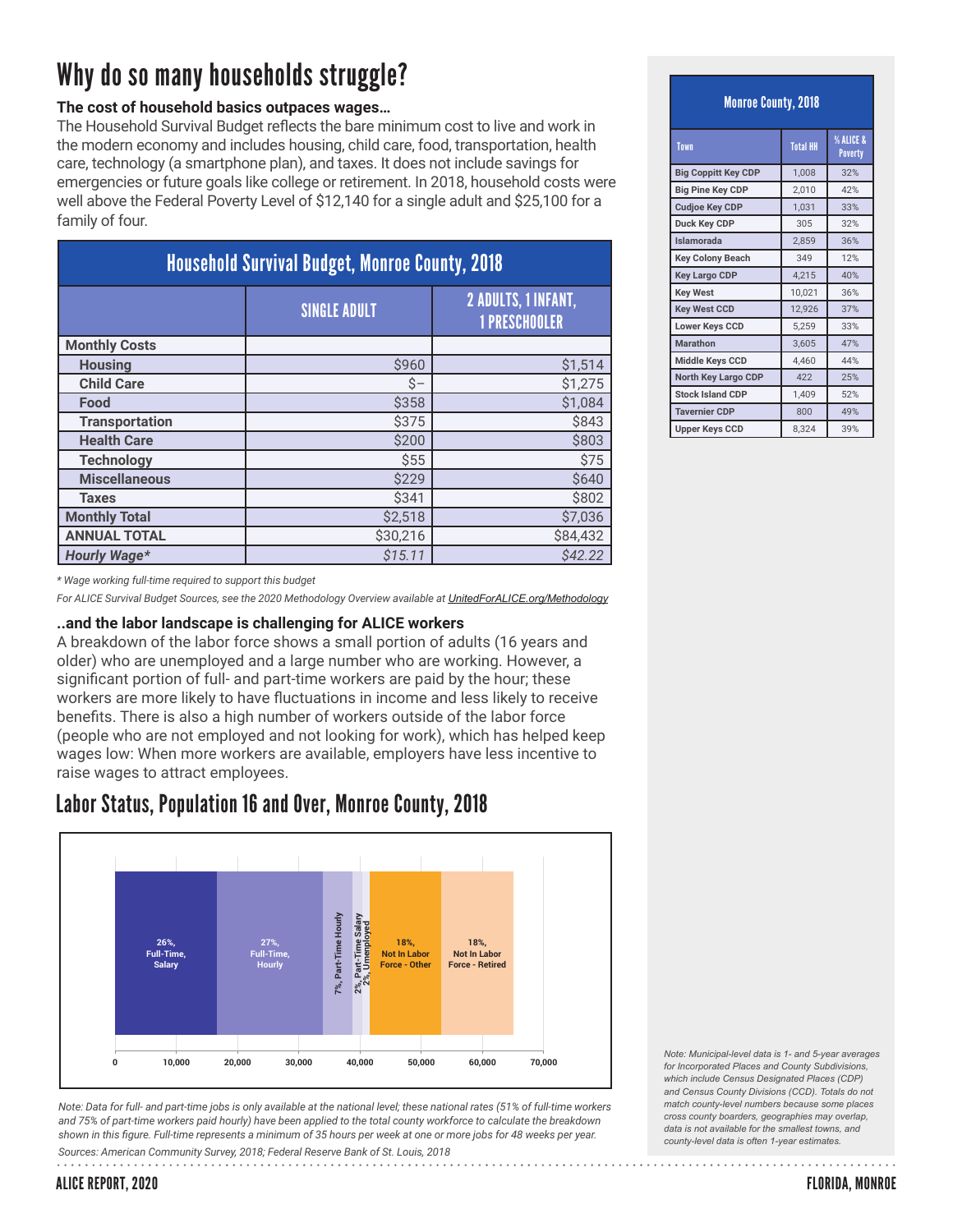# Why do so many households struggle?

**The cost of household basics outpaces wages…**

The Household Survival Budget reflects the bare minimum cost to live and work in the modern economy and includes housing, child care, food, transportation, health care, technology (a smartphone plan), and taxes. It does not include savings for emergencies or future goals like college or retirement. In 2018, household costs were well above the Federal Poverty Level of $12,140 for a single adult and $25,100 for a family of four.

| Household Survival Budget, Monroe County, 2018 | SINGLE ADULT | 2 ADULTS, 1 INFANT, 1 PRESCHOOLER |
|---|---|---|
| **Monthly Costs** | | |
| **Housing** | $960 | $1,514 |
| **Child Care** | $– | $1,275 |
| **Food** | $358 | $1,084 |
| **Transportation** | $375 | $843 |
| **Health Care** | $200 | $803 |
| **Technology** | $55 | $75 |
| **Miscellaneous** | $229 | $640 |
| **Taxes** | $341 | $802 |
| **Monthly Total** | $2,518 | $7,036 |
| **ANNUAL TOTAL** | $30,216 | $84,432 |
| ***Hourly Wage**** | *$15.11* | *$42.22* |

*\* Wage working full-time required to support this budget*

*For ALICE Survival Budget Sources, see the 2020 Methodology Overview available at UnitedForALICE.org/Methodology*

**..and the labor landscape is challenging for ALICE workers**

A breakdown of the labor force shows a small portion of adults (16 years and older) who are unemployed and a large number who are working. However, a significant portion of full- and part-time workers are paid by the hour; these workers are more likely to have fluctuations in income and less likely to receive benefits. There is also a high number of workers outside of the labor force (people who are not employed and not looking for work), which has helped keep wages low: When more workers are available, employers have less incentive to raise wages to attract employees.

## Labor Status, Population 16 and Over, Monroe County, 2018

26%, Full-Time, Salary
27%, Full-Time, Hourly
7%, Part-Time Hourly
2%, Part-Time Salary
2%, Unemployed
18%, Not In Labor Force - Other
18%, Not In Labor Force - Retired

0
10,000
20,000
30,000
40,000
50,000
60,000
70,000

*Note: Data for full- and part-time jobs is only available at the national level; these national rates (51% of full-time workers and 75% of part-time workers paid hourly) have been applied to the total county workforce to calculate the breakdown shown in this figure. Full-time represents a minimum of 35 hours per week at one or more jobs for 48 weeks per year.*

*Sources: American Community Survey, 2018; Federal Reserve Bank of St. Louis, 2018*

| Monroe County, 2018 | | |
|---|---|---|
| **Town** | **Total HH** | **% ALICE & Poverty** |
| **Big Coppitt Key CDP** | 1,008 | 32% |
| **Big Pine Key CDP** | 2,010 | 42% |
| **Cudjoe Key CDP** | 1,031 | 33% |
| **Duck Key CDP** | 305 | 32% |
| **Islamorada** | 2,859 | 36% |
| **Key Colony Beach** | 349 | 12% |
| **Key Largo CDP** | 4,215 | 40% |
| **Key West** | 10,021 | 36% |
| **Key West CCD** | 12,926 | 37% |
| **Lower Keys CCD** | 5,259 | 33% |
| **Marathon** | 3,605 | 47% |
| **Middle Keys CCD** | 4,460 | 44% |
| **North Key Largo CDP** | 422 | 25% |
| **Stock Island CDP** | 1,409 | 52% |
| **Tavernier CDP** | 800 | 49% |
| **Upper Keys CCD** | 8,324 | 39% |

*Note: Municipal-level data is 1- and 5-year averages for Incorporated Places and County Subdivisions, which include Census Designated Places (CDP) and Census County Divisions (CCD). Totals do not match county-level numbers because some places cross county boarders, geographies may overlap, data is not available for the smallest towns, and county-level data is often 1-year estimates.*